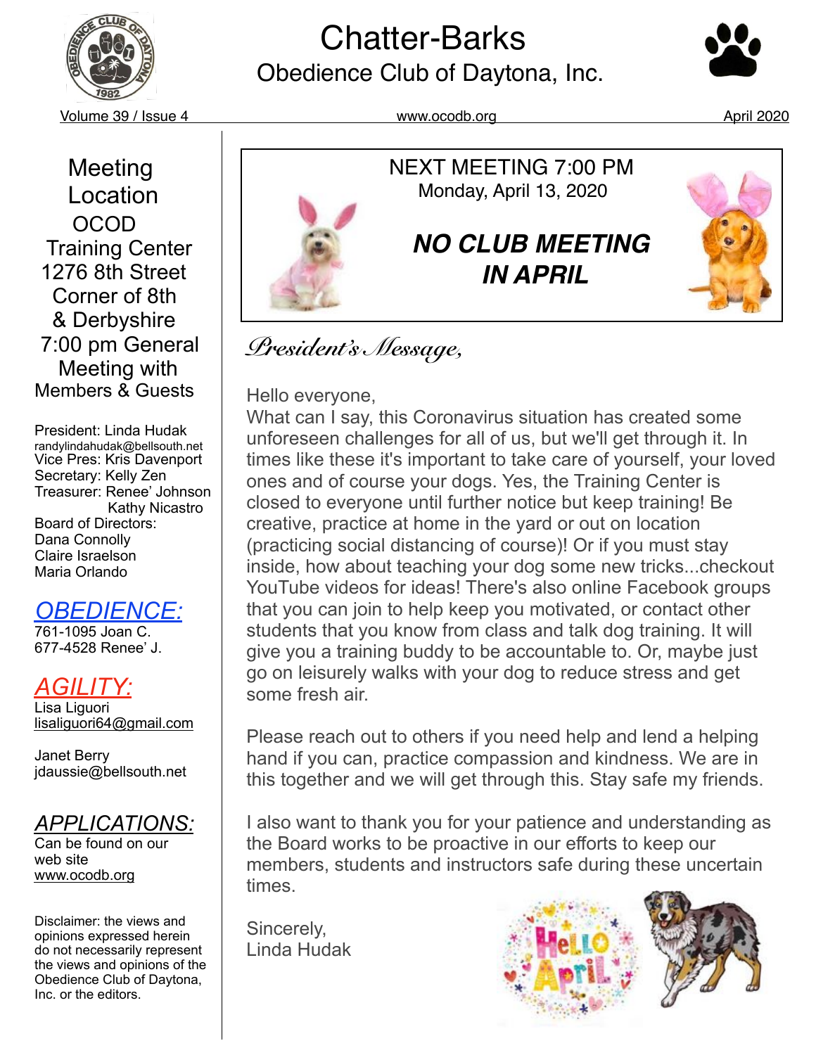# Chatter-Barks

## Obedience Club of Daytona, Inc.

Volume 39 / Issue 4 www.ocodb.org April 2020

Meeting Location
OCOD
Training Center
1276 8th Street
Corner of 8th & Derbyshire
7:00 pm General Meeting with Members & Guests

President: Linda Hudak
randylindahudak@bellsouth.net
Vice Pres: Kris Davenport
Secretary: Kelly Zen
Treasurer: Renee' Johnson
Kathy Nicastro
Board of Directors:
Dana Connolly
Claire Israelson
Maria Orlando

**OBEDIENCE:**
761-1095 Joan C.
677-4528 Renee' J.

**AGILITY:**
Lisa Liguori
lisaliguori64@gmail.com

Janet Berry
jdaussie@bellsouth.net

**APPLICATIONS:**
Can be found on our web site
www.ocodb.org

Disclaimer: the views and opinions expressed herein do not necessarily represent the views and opinions of the Obedience Club of Daytona, Inc. or the editors.

NEXT MEETING 7:00 PM
Monday, April 13, 2020

***NO CLUB MEETING IN APRIL***

## President's Message,

Hello everyone,
What can I say, this Coronavirus situation has created some unforeseen challenges for all of us, but we'll get through it. In times like these it's important to take care of yourself, your loved ones and of course your dogs. Yes, the Training Center is closed to everyone until further notice but keep training! Be creative, practice at home in the yard or out on location (practicing social distancing of course)! Or if you must stay inside, how about teaching your dog some new tricks...checkout YouTube videos for ideas! There's also online Facebook groups that you can join to help keep you motivated, or contact other students that you know from class and talk dog training. It will give you a training buddy to be accountable to. Or, maybe just go on leisurely walks with your dog to reduce stress and get some fresh air.

Please reach out to others if you need help and lend a helping hand if you can, practice compassion and kindness. We are in this together and we will get through this. Stay safe my friends.

I also want to thank you for your patience and understanding as the Board works to be proactive in our efforts to keep our members, students and instructors safe during these uncertain times.

Sincerely,
Linda Hudak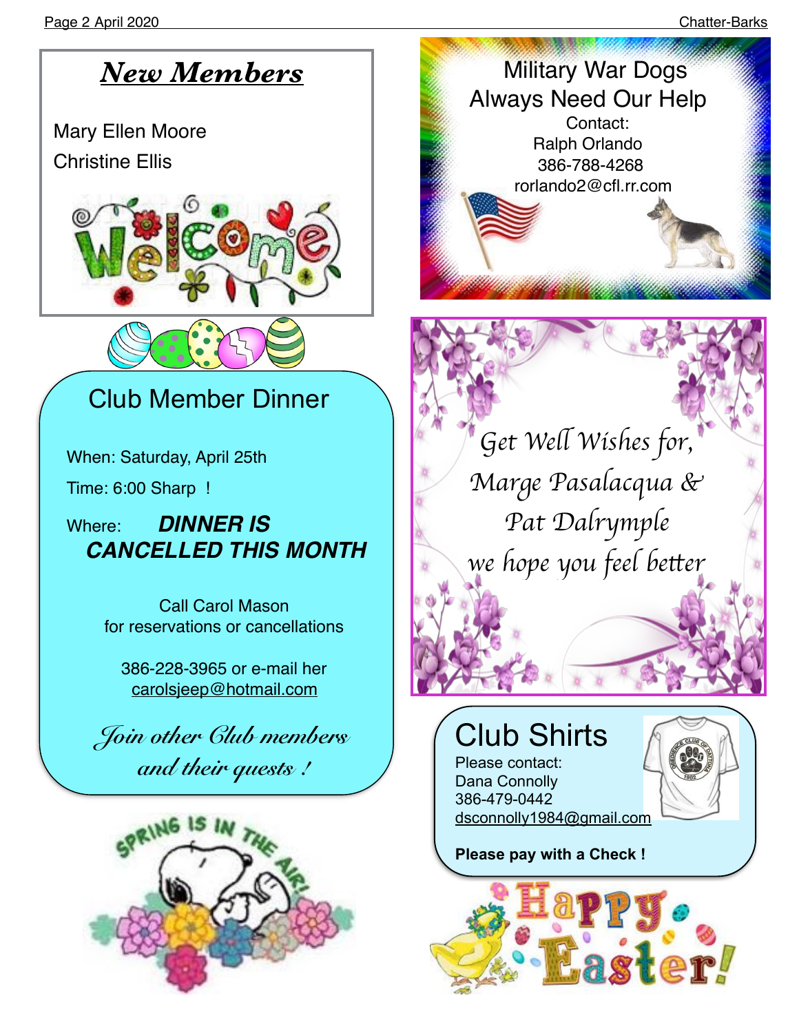## New Members

Mary Ellen Moore
Christine Ellis

## Club Member Dinner

When: Saturday, April 25th

Time: 6:00 Sharp !

Where: ***DINNER IS CANCELLED THIS MONTH***

Call Carol Mason
for reservations or cancellations

386-228-3965 or e-mail her
carolsjeep@hotmail.com

*Join other Club members and their guests !*

Military War Dogs
Always Need Our Help

Contact:
Ralph Orlando
386-788-4268
rorlando2@cfl.rr.com

*Get Well Wishes for,*
*Marge Pasalacqua &*
*Pat Dalrymple*
*we hope you feel better*

## Club Shirts

Please contact:
Dana Connolly
386-479-0442
dsconnolly1984@gmail.com

**Please pay with a Check !**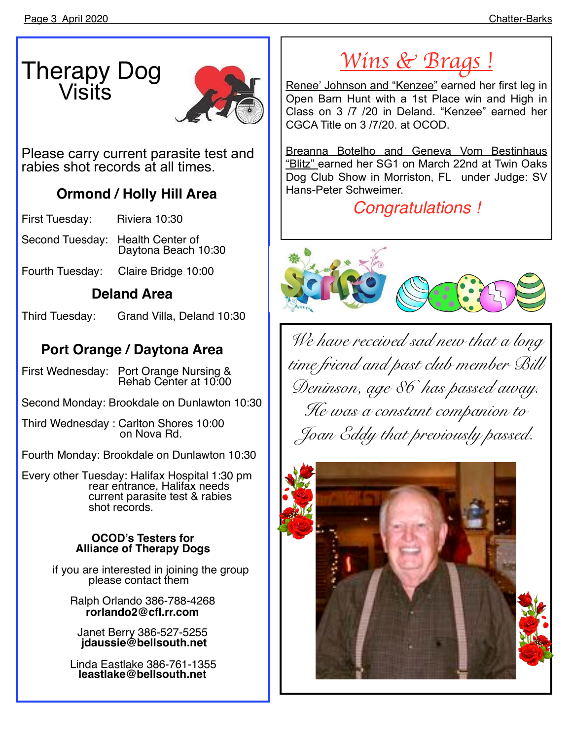# Therapy Dog Visits

Please carry current parasite test and rabies shot records at all times.

## Ormond / Holly Hill Area

First Tuesday: Riviera 10:30

Second Tuesday: Health Center of Daytona Beach 10:30

Fourth Tuesday: Claire Bridge 10:00

## Deland Area

Third Tuesday: Grand Villa, Deland 10:30

## Port Orange / Daytona Area

First Wednesday: Port Orange Nursing & Rehab Center at 10:00

Second Monday: Brookdale on Dunlawton 10:30

Third Wednesday : Carlton Shores 10:00 on Nova Rd.

Fourth Monday: Brookdale on Dunlawton 10:30

Every other Tuesday: Halifax Hospital 1:30 pm rear entrance, Halifax needs current parasite test & rabies shot records.

**OCOD's Testers for Alliance of Therapy Dogs**

if you are interested in joining the group please contact them

Ralph Orlando 386-788-4268
**rorlando2@cfl.rr.com**

Janet Berry 386-527-5255
**jdaussie@bellsouth.net**

Linda Eastlake 386-761-1355
**leastlake@bellsouth.net**

# Wins & Brags !

Renee' Johnson and "Kenzee" earned her first leg in Open Barn Hunt with a 1st Place win and High in Class on 3 /7 /20 in Deland. "Kenzee" earned her CGCA Title on 3 /7/20. at OCOD.

Breanna Botelho and Geneva Vom Bestinhaus "Blitz" earned her SG1 on March 22nd at Twin Oaks Dog Club Show in Morriston, FL under Judge: SV Hans-Peter Schweimer.

Congratulations !

Spring

*We have received sad new that a long time friend and past club member Bill Deninson, age 86 has passed away. He was a constant companion to Joan Eddy that previously passed.*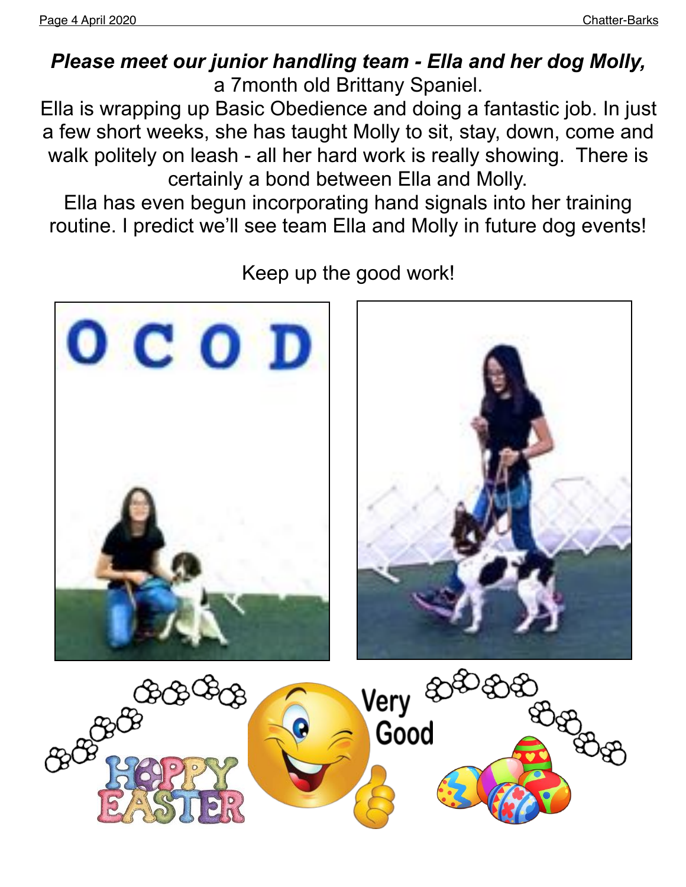***Please meet our junior handling team - Ella and her dog Molly,*** a 7month old Brittany Spaniel.

Ella is wrapping up Basic Obedience and doing a fantastic job. In just a few short weeks, she has taught Molly to sit, stay, down, come and walk politely on leash - all her hard work is really showing. There is certainly a bond between Ella and Molly.

Ella has even begun incorporating hand signals into her training routine. I predict we'll see team Ella and Molly in future dog events!

Keep up the good work!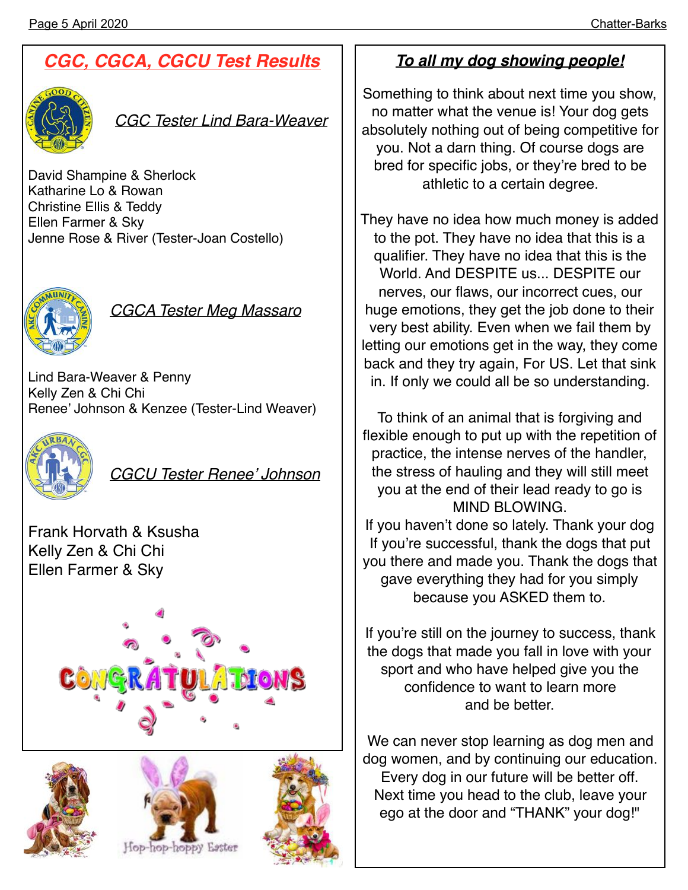## CGC, CGCA, CGCU Test Results

### CGC Tester Lind Bara-Weaver

David Shampine & Sherlock
Katharine Lo & Rowan
Christine Ellis & Teddy
Ellen Farmer & Sky
Jenne Rose & River (Tester-Joan Costello)

### CGCA Tester Meg Massaro

Lind Bara-Weaver & Penny
Kelly Zen & Chi Chi
Renee' Johnson & Kenzee (Tester-Lind Weaver)

### CGCU Tester Renee' Johnson

Frank Horvath & Ksusha
Kelly Zen & Chi Chi
Ellen Farmer & Sky

CONGRATULATIONS

Hop-hop-hoppy Easter

## To all my dog showing people!

Something to think about next time you show, no matter what the venue is! Your dog gets absolutely nothing out of being competitive for you. Not a darn thing. Of course dogs are bred for specific jobs, or they're bred to be athletic to a certain degree.

They have no idea how much money is added to the pot. They have no idea that this is a qualifier. They have no idea that this is the World. And DESPITE us... DESPITE our nerves, our flaws, our incorrect cues, our huge emotions, they get the job done to their very best ability. Even when we fail them by letting our emotions get in the way, they come back and they try again, For US. Let that sink in. If only we could all be so understanding.

To think of an animal that is forgiving and flexible enough to put up with the repetition of practice, the intense nerves of the handler, the stress of hauling and they will still meet you at the end of their lead ready to go is MIND BLOWING.
If you haven't done so lately. Thank your dog
If you're successful, thank the dogs that put you there and made you. Thank the dogs that gave everything they had for you simply because you ASKED them to.

If you're still on the journey to success, thank the dogs that made you fall in love with your sport and who have helped give you the confidence to want to learn more and be better.

We can never stop learning as dog men and dog women, and by continuing our education. Every dog in our future will be better off. Next time you head to the club, leave your ego at the door and "THANK" your dog!"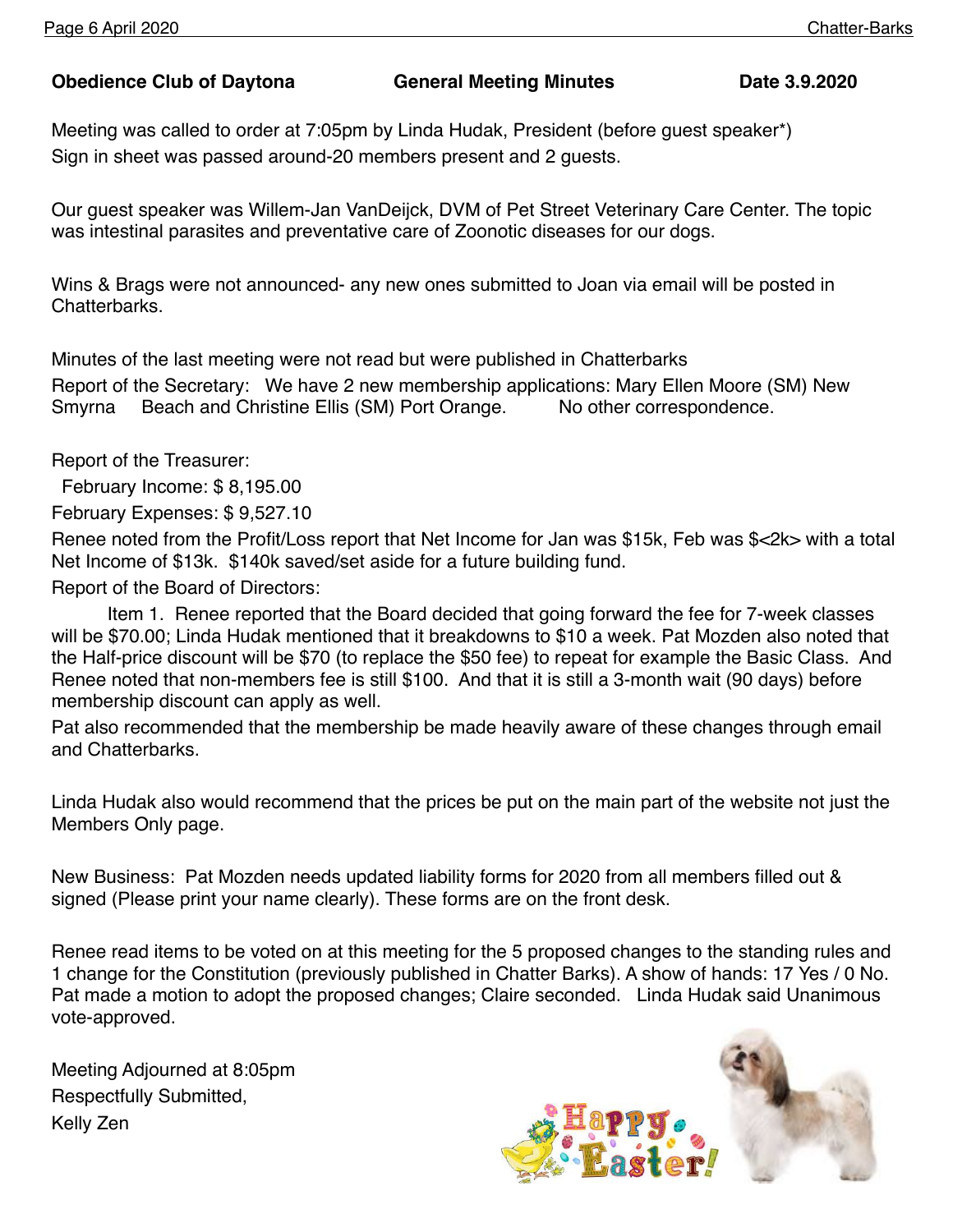**Obedience Club of Daytona General Meeting Minutes Date 3.9.2020**

Meeting was called to order at 7:05pm by Linda Hudak, President (before guest speaker*)
Sign in sheet was passed around-20 members present and 2 guests.

Our guest speaker was Willem-Jan VanDeijck, DVM of Pet Street Veterinary Care Center. The topic was intestinal parasites and preventative care of Zoonotic diseases for our dogs.

Wins & Brags were not announced- any new ones submitted to Joan via email will be posted in Chatterbarks.

Minutes of the last meeting were not read but were published in Chatterbarks
Report of the Secretary: We have 2 new membership applications: Mary Ellen Moore (SM) New Smyrna Beach and Christine Ellis (SM) Port Orange. No other correspondence.

Report of the Treasurer:
February Income: $ 8,195.00
February Expenses: $ 9,527.10
Renee noted from the Profit/Loss report that Net Income for Jan was $15k, Feb was $<2k> with a total Net Income of $13k. $140k saved/set aside for a future building fund.
Report of the Board of Directors:

Item 1. Renee reported that the Board decided that going forward the fee for 7-week classes will be $70.00; Linda Hudak mentioned that it breakdowns to $10 a week. Pat Mozden also noted that the Half-price discount will be $70 (to replace the $50 fee) to repeat for example the Basic Class. And Renee noted that non-members fee is still $100. And that it is still a 3-month wait (90 days) before membership discount can apply as well.
Pat also recommended that the membership be made heavily aware of these changes through email and Chatterbarks.

Linda Hudak also would recommend that the prices be put on the main part of the website not just the Members Only page.

New Business: Pat Mozden needs updated liability forms for 2020 from all members filled out & signed (Please print your name clearly). These forms are on the front desk.

Renee read items to be voted on at this meeting for the 5 proposed changes to the standing rules and 1 change for the Constitution (previously published in Chatter Barks). A show of hands: 17 Yes / 0 No. Pat made a motion to adopt the proposed changes; Claire seconded. Linda Hudak said Unanimous vote-approved.

Meeting Adjourned at 8:05pm
Respectfully Submitted,
Kelly Zen

Happy Easter!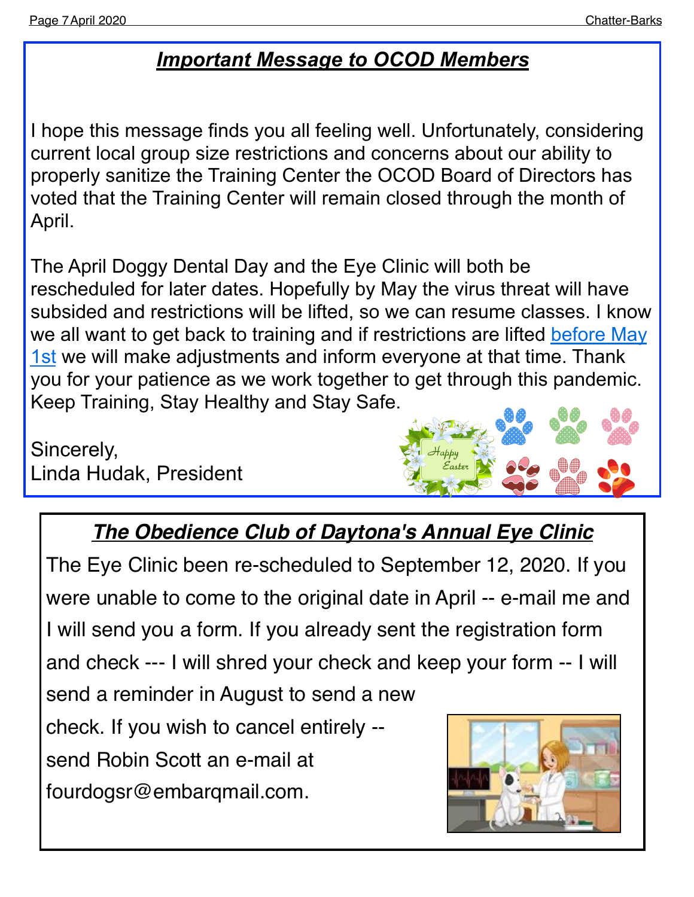## ***Important Message to OCOD Members***

I hope this message finds you all feeling well. Unfortunately, considering current local group size restrictions and concerns about our ability to properly sanitize the Training Center the OCOD Board of Directors has voted that the Training Center will remain closed through the month of April.

The April Doggy Dental Day and the Eye Clinic will both be rescheduled for later dates. Hopefully by May the virus threat will have subsided and restrictions will be lifted, so we can resume classes. I know we all want to get back to training and if restrictions are lifted before May 1st we will make adjustments and inform everyone at that time. Thank you for your patience as we work together to get through this pandemic. Keep Training, Stay Healthy and Stay Safe.

Sincerely,
Linda Hudak, President

## ***The Obedience Club of Daytona's Annual Eye Clinic***

The Eye Clinic been re-scheduled to September 12, 2020. If you were unable to come to the original date in April -- e-mail me and I will send you a form. If you already sent the registration form and check --- I will shred your check and keep your form -- I will send a reminder in August to send a new check. If you wish to cancel entirely -- send Robin Scott an e-mail at fourdogsr@embarqmail.com.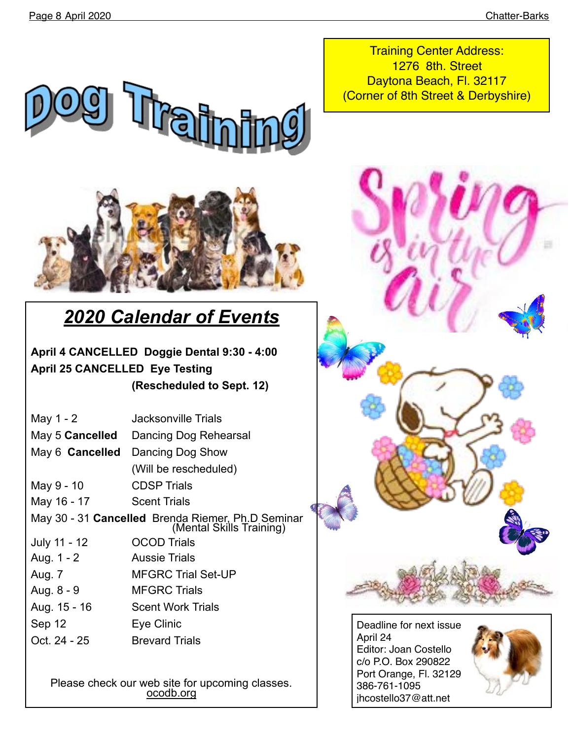# Dog Training

Training Center Address:
1276 8th. Street
Daytona Beach, Fl. 32117
(Corner of 8th Street & Derbyshire)

## *2020 Calendar of Events*

**April 4 CANCELLED Doggie Dental 9:30 - 4:00**
**April 25 CANCELLED Eye Testing**
**(Rescheduled to Sept. 12)**

| | |
|---|---|
| May 1 - 2 | Jacksonville Trials |
| May 5 **Cancelled** | Dancing Dog Rehearsal |
| May 6 **Cancelled** | Dancing Dog Show (Will be rescheduled) |
| May 9 - 10 | CDSP Trials |
| May 16 - 17 | Scent Trials |
| May 30 - 31 **Cancelled** | Brenda Riemer, Ph.D Seminar (Mental Skills Training) |
| July 11 - 12 | OCOD Trials |
| Aug. 1 - 2 | Aussie Trials |
| Aug. 7 | MFGRC Trial Set-UP |
| Aug. 8 - 9 | MFGRC Trials |
| Aug. 15 - 16 | Scent Work Trials |
| Sep 12 | Eye Clinic |
| Oct. 24 - 25 | Brevard Trials |

Please check our web site for upcoming classes.
ocodb.org

Spring is in the air

Deadline for next issue
April 24
Editor: Joan Costello
c/o P.O. Box 290822
Port Orange, Fl. 32129
386-761-1095
jhcostello37@att.net